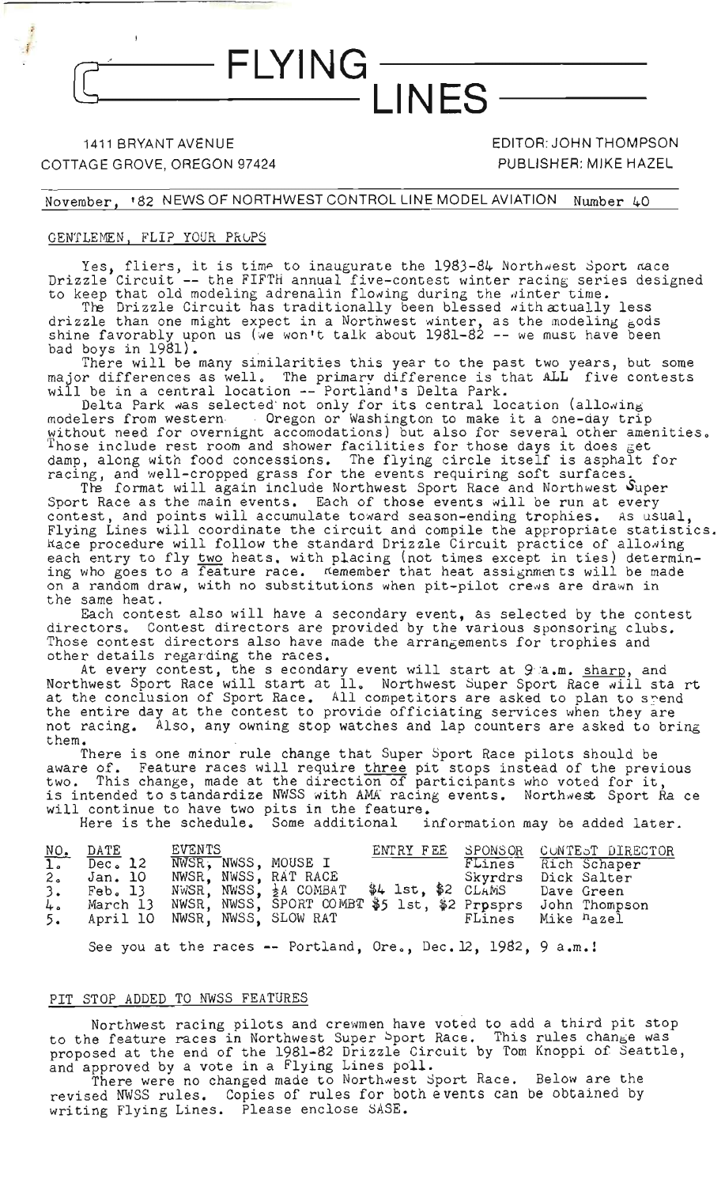# FLYING LINES

1411 BRYANT AVENUE
COTTAGE GROVE, OREGON 97424

EDITOR: JOHN THOMPSON
PUBLISHER: MIKE HAZEL

November, '82 NEWS OF NORTHWEST CONTROL LINE MODEL AVIATION Number 40

## GENTLEMEN, FLIP YOUR PROPS

Yes, fliers, it is time to inaugurate the 1983-84 Northwest Sport Race Drizzle Circuit -- the FIFTH annual five-contest winter racing series designed to keep that old modeling adrenalin flowing during the winter time.

The Drizzle Circuit has traditionally been blessed with actually less drizzle than one might expect in a Northwest winter, as the modeling gods shine favorably upon us (we won't talk about 1981-82 -- we must have been bad boys in 1981).

There will be many similarities this year to the past two years, but some major differences as well. The primary difference is that ALL five contests will be in a central location -- Portland's Delta Park.

Delta Park was selected not only for its central location (allowing modelers from western Oregon or Washington to make it a one-day trip without need for overnight accomodations) but also for several other amenities. Those include rest room and shower facilities for those days it does get damp, along with food concessions. The flying circle itself is asphalt for racing, and well-cropped grass for the events requiring soft surfaces.

The format will again include Northwest Sport Race and Northwest Super Sport Race as the main events. Each of those events will be run at every contest, and points will accumulate toward season-ending trophies. As usual, Flying Lines will coordinate the circuit and compile the appropriate statistics. Race procedure will follow the standard Drizzle Circuit practice of allowing each entry to fly two heats, with placing (not times except in ties) determining who goes to a feature race. Remember that heat assignments will be made on a random draw, with no substitutions when pit-pilot crews are drawn in the same heat.

Each contest also will have a secondary event, as selected by the contest directors. Contest directors are provided by the various sponsoring clubs. Those contest directors also have made the arrangements for trophies and other details regarding the races.

At every contest, the secondary event will start at 9 a.m. sharp, and Northwest Sport Race will start at 11. Northwest Super Sport Race will start at the conclusion of Sport Race. All competitors are asked to plan to spend the entire day at the contest to provide officiating services when they are not racing. Also, any owning stop watches and lap counters are asked to bring them.

There is one minor rule change that Super Sport Race pilots should be aware of. Feature races will require three pit stops instead of the previous two. This change, made at the direction of participants who voted for it, is intended to standardize NWSS with AMA racing events. Northwest Sport Race will continue to have two pits in the feature.

Here is the schedule. Some additional information may be added later.

| NO. | DATE | EVENTS | ENTRY FEE | SPONSOR | CONTEST DIRECTOR |
|---|---|---|---|---|---|
| 1. | Dec. 12 | NWSR, NWSS, MOUSE I | | FLines | Rich Schaper |
| 2. | Jan. 10 | NWSR, NWSS, RAT RACE | | Skyrdrs | Dick Salter |
| 3. | Feb. 13 | NWSR, NWSS, ½A COMBAT | $4 1st, $2 | CLAMS | Dave Green |
| 4. | March 13 | NWSR, NWSS, SPORT COMBT | $5 1st, $2 | Prpsprs | John Thompson |
| 5. | April 10 | NWSR, NWSS, SLOW RAT | | FLines | Mike Hazel |

See you at the races -- Portland, Ore., Dec. 12, 1982, 9 a.m.!

## PIT STOP ADDED TO NWSS FEATURES

Northwest racing pilots and crewmen have voted to add a third pit stop to the feature races in Northwest Super Sport Race. This rules change was proposed at the end of the 1981-82 Drizzle Circuit by Tom Knoppi of Seattle, and approved by a vote in a Flying Lines poll.

There were no changed made to Northwest Sport Race. Below are the revised NWSS rules. Copies of rules for both events can be obtained by writing Flying Lines. Please enclose SASE.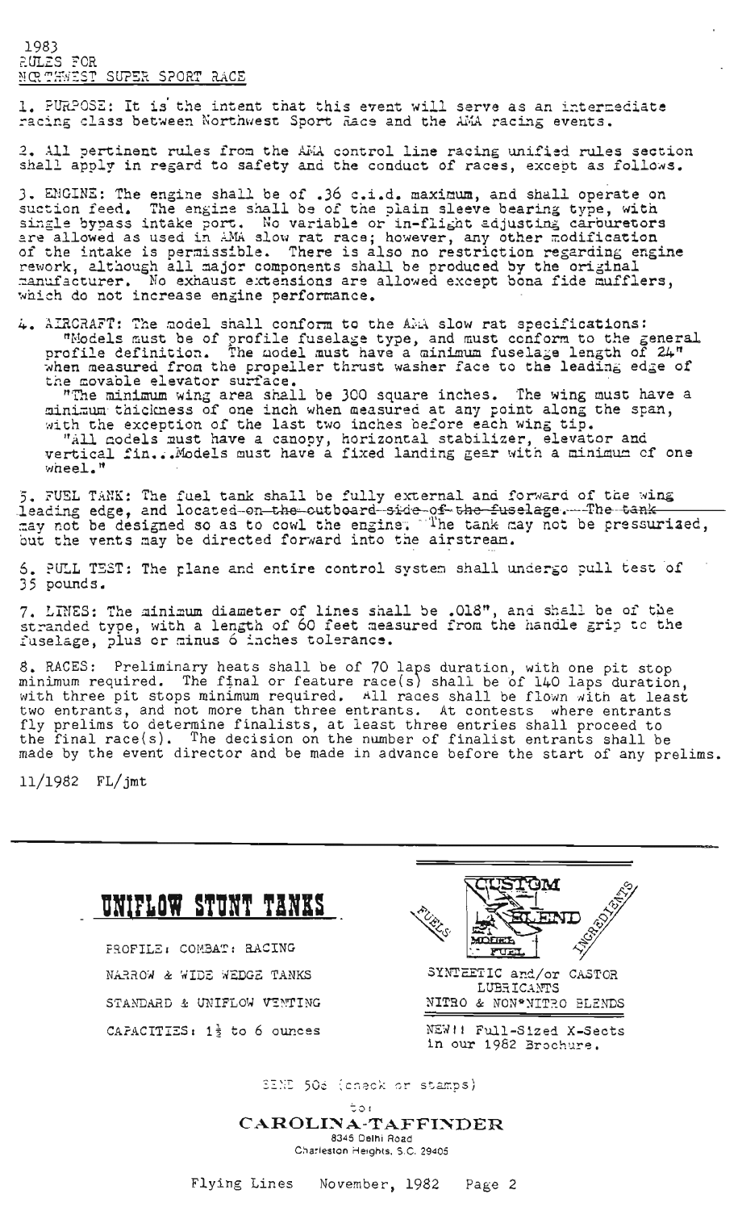1983
RULES FOR
NORTHWEST SUPER SPORT RACE

1. PURPOSE: It is the intent that this event will serve as an intermediate racing class between Northwest Sport Race and the AMA racing events.

2. All pertinent rules from the AMA control line racing unified rules section shall apply in regard to safety and the conduct of races, except as follows.

3. ENGINE: The engine shall be of .36 c.i.d. maximum, and shall operate on suction feed. The engine shall be of the plain sleeve bearing type, with single bypass intake port. No variable or in-flight adjusting carburetors are allowed as used in AMA slow rat race; however, any other modification of the intake is permissible. There is also no restriction regarding engine rework, although all major components shall be produced by the original manufacturer. No exhaust extensions are allowed except bona fide mufflers, which do not increase engine performance.

4. AIRCRAFT: The model shall conform to the AMA slow rat specifications: "Models must be of profile fuselage type, and must conform to the general profile definition. The model must have a minimum fuselage length of 24" when measured from the propeller thrust washer face to the leading edge of the movable elevator surface.
"The minimum wing area shall be 300 square inches. The wing must have a minimum thickness of one inch when measured at any point along the span, with the exception of the last two inches before each wing tip.
"All models must have a canopy, horizontal stabilizer, elevator and vertical fin...Models must have a fixed landing gear with a minimum of one wheel."

5. FUEL TANK: The fuel tank shall be fully external and forward of the wing leading edge, and located ~~on the outboard side of the fuselage. The tank~~ may not be designed so as to cowl the engine. The tank may not be pressurized, but the vents may be directed forward into the airstream.

6. PULL TEST: The plane and entire control system shall undergo pull test of 35 pounds.

7. LINES: The minimum diameter of lines shall be .018", and shall be of the stranded type, with a length of 60 feet measured from the handle grip to the fuselage, plus or minus 6 inches tolerance.

8. RACES: Preliminary heats shall be of 70 laps duration, with one pit stop minimum required. The final or feature race(s) shall be of 140 laps duration, with three pit stops minimum required. All races shall be flown with at least two entrants, and not more than three entrants. At contests where entrants fly prelims to determine finalists, at least three entries shall proceed to the final race(s). The decision on the number of finalist entrants shall be made by the event director and be made in advance before the start of any prelims.

11/1982 FL/jmt

---

**UNIFLOW STUNT TANKS**

PROFILE: COMBAT: RACING

NARROW & WIDE WEDGE TANKS

STANDARD & UNIFLOW VENTING

CAPACITIES: 1½ to 6 ounces

CUSTOM BLEND MODEL FUEL — FUELS — INGREDIENTS

SYNTHETIC and/or CASTOR LUBRICANTS

NITRO & NON-NITRO BLENDS

NEW!! Full-Sized X-Sects in our 1982 Brochure.

SEND 50¢ (check or stamps)

to:

**CAROLINA-TAFFINDER**
8345 Delhi Road
Charleston Heights, S.C. 29405

Flying Lines November, 1982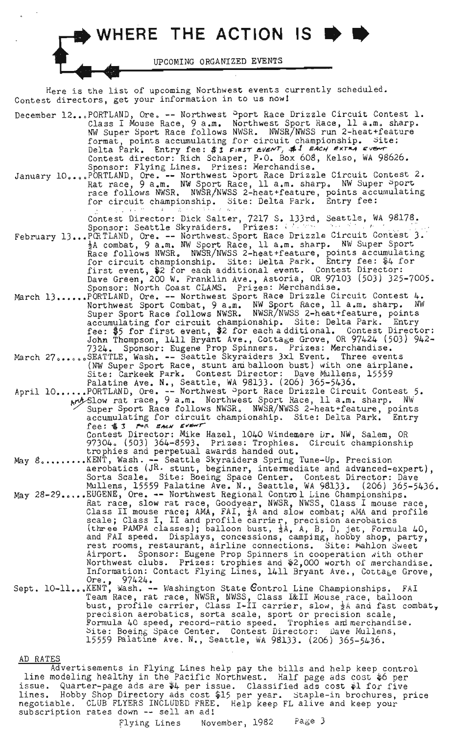# WHERE THE ACTION IS

UPCOMING ORGANIZED EVENTS

Here is the list of upcoming Northwest events currently scheduled. Contest directors, get your information in to us now!

**December 12**...PORTLAND, Ore. -- Northwest Sport Race Drizzle Circuit Contest 1. Class I Mouse Race, 9 a.m. Northwest Sport Race, 11 a.m. sharp. NW Super Sport Race follows NWSR. NWSR/NWSS run 2-heat+feature format, points accumulating for circuit championship. Site: Delta Park. Entry fee: $3 FIRST EVENT, $1 EACH EXTRA EVENT Contest director: Rich Schaper, P.O. Box 608, Kelso, WA 98626. Sponsor: Flying Lines. Prizes: Merchandise.

**January 10**....PORTLAND, Ore. -- Northwest Sport Race Drizzle Circuit Contest 2. Rat race, 9 a.m. NW Sport Race, 11 a.m. sharp. NW Super Sport race follows NWSR. NWSR/NWSS 2-heat+feature, points accumulating for circuit championship. Site: Delta Park. Entry fee:

Contest Director: Dick Salter, 7217 S. 133rd, Seattle, WA 98178. Sponsor: Seattle Skyraiders. Prizes:

**February 13**...PORTLAND, Ore. -- Northwest Sport Race Drizzle Circuit Contest 3. ½A combat, 9 a.m. NW Sport Race, 11 a.m. sharp. NW Super Sport Race follows NWSR. NWSR/NWSS 2-heat+feature, points accumulating for circuit championship. Site: Delta Park. Entry fee: $4 for first event, $2 for each additional event. Contest Director: Dave Green, 200 W. Franklin Ave., Astoria, OR 97103 (503) 325-7005. Sponsor: North Coast CLAMS. Prizes: Merchandise.

**March 13**......PORTLAND, Ore. -- Northwest Sport Race Drizzle Circuit Contest 4. Northwest Sport Combat, 9 a.m. NW Sport Race, 11 a.m. sharp. NW Super Sport Race follows NWSR. NWSR/NWSS 2-heat+feature, points accumulating for circuit championship. Site: Delta Park. Entry fee: $5 for first event, $2 for each additional. Contest Director: John Thompson, 1411 Bryant Ave., Cottage Grove, OR 97424 (503) 942-7324. Sponsor: Eugene Prop Spinners. Prizes: Merchandise.

**March 27**.......SEATTLE, Wash. -- Seattle Skyraiders 3x1 Event. Three events (NW Super Sport Race, stunt and balloon bust) with one airplane. Site: Carkeek Park. Contest Director: Dave Mullens, 15559 Palatine Ave. N., Seattle, WA 98133. (206) 365-5436.

**April 10**......PORTLAND, Ore. -- Northwest Sport Race Drizzle Circuit Contest 5. AMA Slow rat race, 9 a.m. Northwest Sport Race, 11 a.m. sharp. NW Super Sport Race follows NWSR. NWSR/NWSS 2-heat+feature, points accumulating for circuit championship. Site: Delta Park. Entry fee: $3 FOR EACH EVENT Contest Director: Mike Hazel, 1040 Windemere Dr. NW, Salem, OR 97304. (503) 364-8593. Prizes: Trophies. Circuit championship trophies and perpetual awards handed out.

**May 8**.........KENT, Wash. -- Seattle Skyraiders Spring Tune-Up. Precision aerobatics (JR. stunt, beginner, intermediate and advanced-expert), Sorta Scale. Site: Boeing Space Center. Contest Director: Dave Mullens, 15559 Palatine Ave. N., Seattle, WA 98133. (206) 365-5436.

**May 28-29**.....EUGENE, Ore. -- Northwest Regional Control Line Championships. Rat race, slow rat race, Goodyear, NWSR, NWSS, Class I mouse race, Class II mouse race; AMA, FAI, ½A and slow combat; AMA and profile scale; Class I, II and profile carrier, precision aerobatics (three PAMPA classes); balloon bust, ½A, A, B, D, jet, Formula 40, and FAI speed. Displays, concessions, camping, hobby shop, party, rest rooms, restaurant, airline connections. Site: Mahlon Sweet Airport. Sponsor: Eugene Prop Spinners in cooperation with other Northwest clubs. Prizes: trophies and $2,000 worth of merchandise. Information: Contact Flying Lines, 1411 Bryant Ave., Cottage Grove, Ore., 97424.

**Sept. 10-11**...KENT, Wash. -- Washington State Control Line Championships. FAI Team Race, rat race, NWSR, NWSS, Class I&II Mouse race, balloon bust, profile carrier, Class I-II carrier, slow, ½A and fast combat, precision aerobatics, sorta scale, sport or precision scale, Formula 40 speed, record-ratio speed. Trophies and merchandise. Site: Boeing Space Center. Contest Director: Dave Mullens, 15559 Palatine Ave. N., Seattle, WA 98133. (206) 365-5436.

## AD RATES

Advertisements in Flying Lines help pay the bills and help keep control line modeling healthy in the Pacific Northwest. Half page ads cost $6 per issue. Quarter-page ads are $4 per issue. Classified ads cost $1 for five lines. Hobby Shop Directory ads cost $15 per year. Staple-in brochures, price negotiable. CLUB FLYERS INCLUDED FREE. Help keep FL alive and keep your subscription rates down -- sell an ad!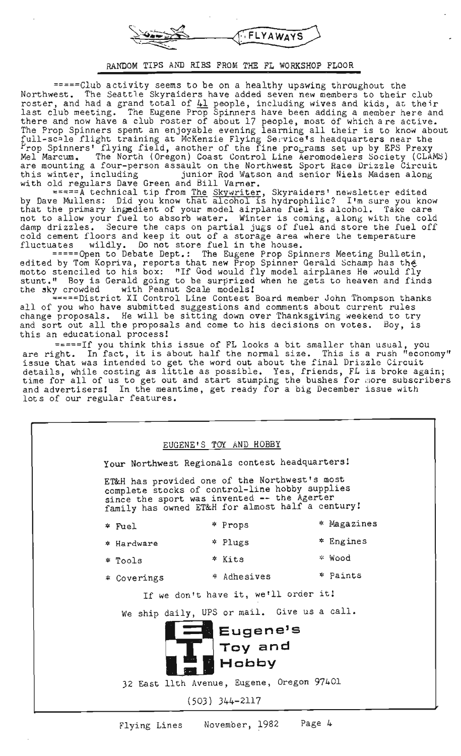FLYAWAYS

## RANDOM TIPS AND RIBS FROM THE FL WORKSHOP FLOOR

=====Club activity seems to be on a healthy upswing throughout the Northwest. The Seattle Skyraiders have added seven new members to their club roster, and had a grand total of 41 people, including wives and kids, at their last club meeting. The Eugene Prop Spinners have been adding a member here and there and now have a club roster of about 17 people, most of which are active. The Prop Spinners spent an enjoyable evening learning all their is to know about full-scale flight training at McKenzie Flying Service's headquarters near the Prop Spinners' flying field, another of the fine programs set up by EPS Prexy Mel Marcum. The North (Oregon) Coast Control Line Aeromodelers Society (CLAMS) are mounting a four-person assault on the Northwest Sport Race Drizzle Circuit this winter, including junior Rod Watson and senior Niels Madsen along with old regulars Dave Green and Bill Varner.

=====A technical tip from The Skywriter, Skyraiders' newsletter edited by Dave Mullens: Did you know that alcohol is hydrophilic? I'm sure you know that the primary ingedient of your model airplane fuel is alcohol. Take care not to allow your fuel to absorb water. Winter is coming, along with the cold damp drizzles. Secure the caps on partial jugs of fuel and store the fuel off cold cement floors and keep it out of a storage area where the temperature fluctuates wildly. Do not store fuel in the house.

=====Open to Debate Dept.: The Eugene Prop Spinners Meeting Bulletin, edited by Tom Kopriva, reports that new Prop Spinner Gerald Schamp has the motto stenciled to his box: "If God would fly model airplanes He would fly stunt." Boy is Gerald going to be surprized when he gets to heaven and finds the sky crowded with Peanut Scale models!

=====District XI Control Line Contest Board member John Thompson thanks all of you who have submitted suggestions and comments about current rules change proposals. He will be sitting down over Thanksgiving weekend to try and sort out all the proposals and come to his decisions on votes. Boy, is this an educational process!

=====If you think this issue of FL looks a bit smaller than usual, you are right. In fact, it is about half the normal size. This is a rush "economy" issue that was intended to get the word out about the final Drizzle Circuit details, while costing as little as possible. Yes, friends, FL is broke again; time for all of us to get out and start stumping the bushes for more subscribers and advertisers! In the meantime, get ready for a big December issue with lots of our regular features.

---

EUGENE'S TOY AND HOBBY

Your Northwest Regionals contest headquarters!

ET&H has provided one of the Northwest's most complete stocks of control-line hobby supplies since the sport was invented -- the Agerter family has owned ET&H for almost half a century!

| | | |
|---|---|---|
| * Fuel | * Props | * Magazines |
| * Hardware | * Plugs | * Engines |
| * Tools | * Kits | * Wood |
| * Coverings | * Adhesives | * Paints |

If we don't have it, we'll order it!

We ship daily, UPS or mail. Give us a call.

**Eugene's Toy and Hobby**

32 East 11th Avenue, Eugene, Oregon 97401

(503) 344-2117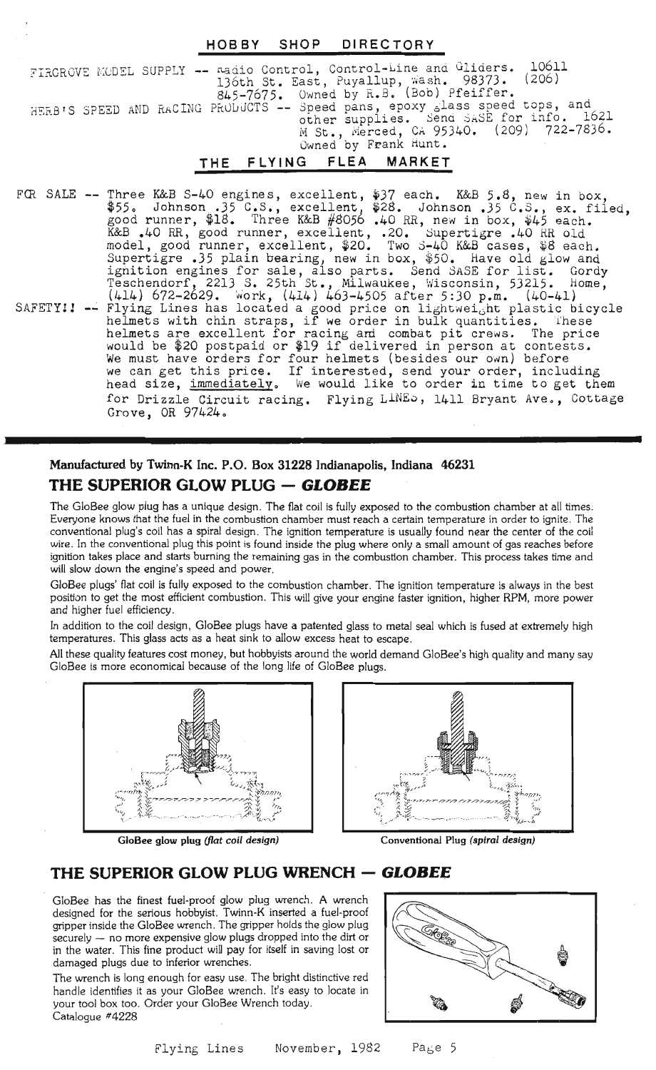## HOBBY SHOP DIRECTORY

FIRCROVE MODEL SUPPLY -- Radio Control, Control-Line and Gliders. 10611 136th St. East, Puyallup, Wash. 98373. (206) 845-7675. Owned by R.B. (Bob) Pfeiffer.

HERB'S SPEED AND RACING PRODUCTS -- Speed pans, epoxy glass speed tops, and other supplies. Send SASE for info. 1621 M St., Merced, CA 95340. (209) 722-7836. Owned by Frank Hunt.

## THE FLYING FLEA MARKET

FOR SALE -- Three K&B S-40 engines, excellent, $37 each. K&B 5.8, new in box, $55. Johnson .35 C.S., excellent, $28. Johnson .35 C.S., ex. filed, good runner, $18. Three K&B #8056 .40 RR, new in box, $45 each. K&B .40 RR, good runner, excellent, .20. Supertigre .40 RR old model, good runner, excellent, $20. Two S-40 K&B cases, $8 each. Supertigre .35 plain bearing, new in box, $50. Have old glow and ignition engines for sale, also parts. Send SASE for list. Gordy Teschendorf, 2213 S. 25th St., Milwaukee, Wisconsin, 53215. Home, (414) 672-2629. Work, (414) 463-4505 after 5:30 p.m. (40-41)

SAFETY!! -- Flying Lines has located a good price on lightweight plastic bicycle helmets with chin straps, if we order in bulk quantities. These helmets are excellent for racing and combat pit crews. The price would be $20 postpaid or $19 if delivered in person at contests. We must have orders for four helmets (besides our own) before we can get this price. If interested, send your order, including head size, immediately. We would like to order in time to get them for Drizzle Circuit racing. Flying LINES, 1411 Bryant Ave., Cottage Grove, OR 97424.

---

**Manufactured by Twinn-K Inc. P.O. Box 31228 Indianapolis, Indiana 46231**

## THE SUPERIOR GLOW PLUG — *GLOBEE*

The GloBee glow plug has a unique design. The flat coil is fully exposed to the combustion chamber at all times. Everyone knows that the fuel in the combustion chamber must reach a certain temperature in order to ignite. The conventional plug's coil has a spiral design. The ignition temperature is usually found near the center of the coil wire. In the conventional plug this point is found inside the plug where only a small amount of gas reaches before ignition takes place and starts burning the remaining gas in the combustion chamber. This process takes time and will slow down the engine's speed and power.

GloBee plugs' flat coil is fully exposed to the combustion chamber. The ignition temperature is always in the best position to get the most efficient combustion. This will give your engine faster ignition, higher RPM, more power and higher fuel efficiency.

In addition to the coil design, GloBee plugs have a patented glass to metal seal which is fused at extremely high temperatures. This glass acts as a heat sink to allow excess heat to escape.

All these quality features cost money, but hobbyists around the world demand GloBee's high quality and many say GloBee is more economical because of the long life of GloBee plugs.

**GloBee glow plug** ***(flat coil design)***

**Conventional Plug** ***(spiral design)***

## THE SUPERIOR GLOW PLUG WRENCH — *GLOBEE*

GloBee has the finest fuel-proof glow plug wrench. A wrench designed for the serious hobbyist. Twinn-K inserted a fuel-proof gripper inside the GloBee wrench. The gripper holds the glow plug securely — no more expensive glow plugs dropped into the dirt or in the water. This fine product will pay for itself in saving lost or damaged plugs due to inferior wrenches.

The wrench is long enough for easy use. The bright distinctive red handle identifies it as your GloBee wrench. It's easy to locate in your tool box too. Order your GloBee Wrench today.
Catalogue #4228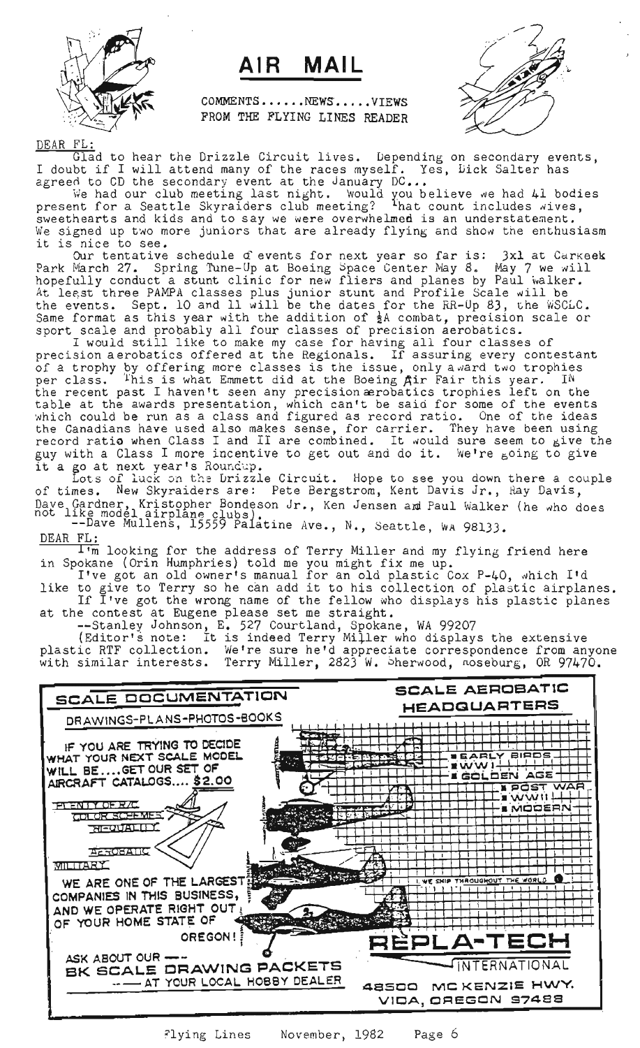# AIR MAIL

COMMENTS......NEWS.....VIEWS
FROM THE FLYING LINES READER

DEAR FL:

Glad to hear the Drizzle Circuit lives. Depending on secondary events, I doubt if I will attend many of the races myself. Yes, Dick Salter has agreed to CD the secondary event at the January DC...

We had our club meeting last night. Would you believe we had 41 bodies present for a Seattle Skyraiders club meeting? That count includes wives, sweethearts and kids and to say we were overwhelmed is an understatement. We signed up two more juniors that are already flying and show the enthusiasm it is nice to see.

Our tentative schedule of events for next year so far is: 3x1 at Carkeek Park March 27. Spring Tune-Up at Boeing Space Center May 8. May 7 we will hopefully conduct a stunt clinic for new fliers and planes by Paul Walker. At least three PAMPA classes plus junior stunt and Profile Scale will be the events. Sept. 10 and 11 will be the dates for the RR-Up 83, the WSCLC. Same format as this year with the addition of ½A combat, precision scale or sport scale and probably all four classes of precision aerobatics.

I would still like to make my case for having all four classes of precision aerobatics offered at the Regionals. If assuring every contestant of a trophy by offering more classes is the issue, only award two trophies per class. This is what Emmett did at the Boeing Air Fair this year. IN the recent past I haven't seen any precision aerobatics trophies left on the table at the awards presentation, which can't be said for some of the events which could be run as a class and figured as record ratio. One of the ideas the Canadians have used also makes sense, for carrier. They have been using record ratio when Class I and II are combined. It would sure seem to give the guy with a Class I more incentive to get out and do it. We're going to give it a go at next year's Roundup.

Lots of luck on the Drizzle Circuit. Hope to see you down there a couple of times. New Skyraiders are: Pete Bergstrom, Kent Davis Jr., Ray Davis, Dave Gardner, Kristopher Bondeson Jr., Ken Jensen and Paul Walker (he who does not like model airplane clubs).

--Dave Mullens, 15559 Palatine Ave., N., Seattle, WA 98133.

DEAR FL:

I'm looking for the address of Terry Miller and my flying friend here in Spokane (Orin Humphries) told me you might fix me up.

I've got an old owner's manual for an old plastic Cox P-40, which I'd like to give to Terry so he can add it to his collection of plastic airplanes.

If I've got the wrong name of the fellow who displays his plastic planes at the contest at Eugene please set me straight.

--Stanley Johnson, E. 527 Courtland, Spokane, WA 99207

(Editor's note: It is indeed Terry Miller who displays the extensive plastic RTF collection. We're sure he'd appreciate correspondence from anyone with similar interests. Terry Miller, 2823 W. Sherwood, Roseburg, OR 97470.

**SCALE DOCUMENTATION**

DRAWINGS-PLANS-PHOTOS-BOOKS

IF YOU ARE TRYING TO DECIDE WHAT YOUR NEXT SCALE MODEL WILL BE....GET OUR SET OF AIRCRAFT CATALOGS.... $2.00

PLENTY OF R/C
COLOR SCHEMES
HI-QUALITY
AEROBATIC
MILITARY

WE ARE ONE OF THE LARGEST COMPANIES IN THIS BUSINESS, AND WE OPERATE RIGHT OUT OF YOUR HOME STATE OF OREGON!

ASK ABOUT OUR ---
**BK SCALE DRAWING PACKETS**
---- AT YOUR LOCAL HOBBY DEALER

**SCALE AEROBATIC HEADQUARTERS**

- EARLY BIRDS
- WW I
- GOLDEN AGE
- POST WAR
- WW II
- MODERN

WE SHIP THROUGHOUT THE WORLD

**REPLA-TECH INTERNATIONAL**
48500 MC KENZIE HWY.
VIDA, OREGON 97488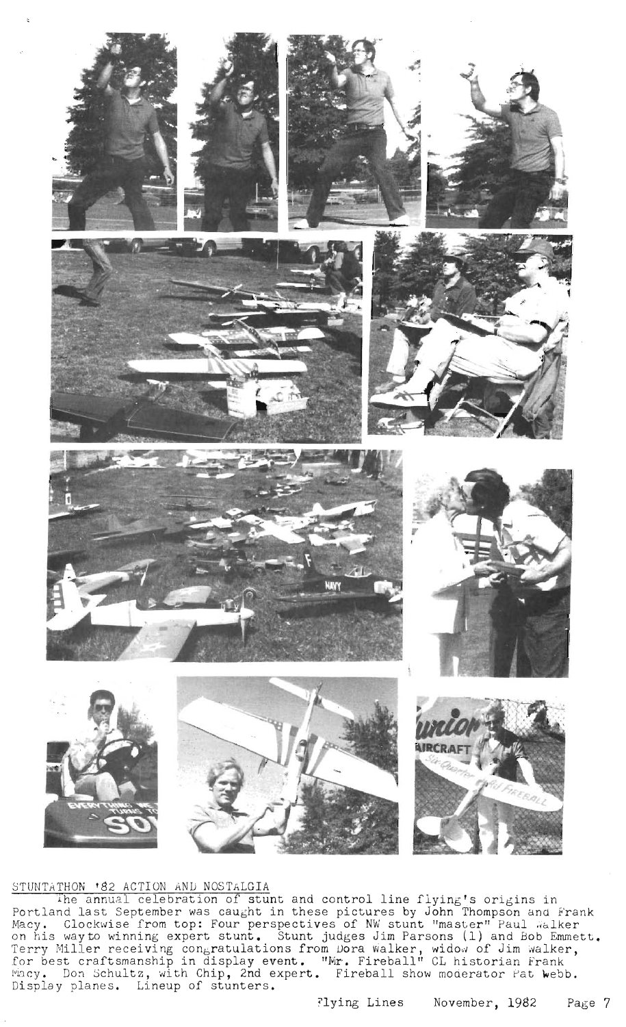STUNTATHON '82 ACTION AND NOSTALGIA

The annual celebration of stunt and control line flying's origins in Portland last September was caught in these pictures by John Thompson and Frank Macy. Clockwise from top: Four perspectives of NW stunt "master" Paul Walker on his way to winning expert stunt. Stunt judges Jim Parsons (l) and Bob Emmett. Terry Miller receiving congratulations from Dora Walker, widow of Jim Walker, for best craftsmanship in display event. "Mr. Fireball" CL historian Frank Macy. Don Schultz, with Chip, 2nd expert. Fireball show moderator Pat Webb. Display planes. Lineup of stunters.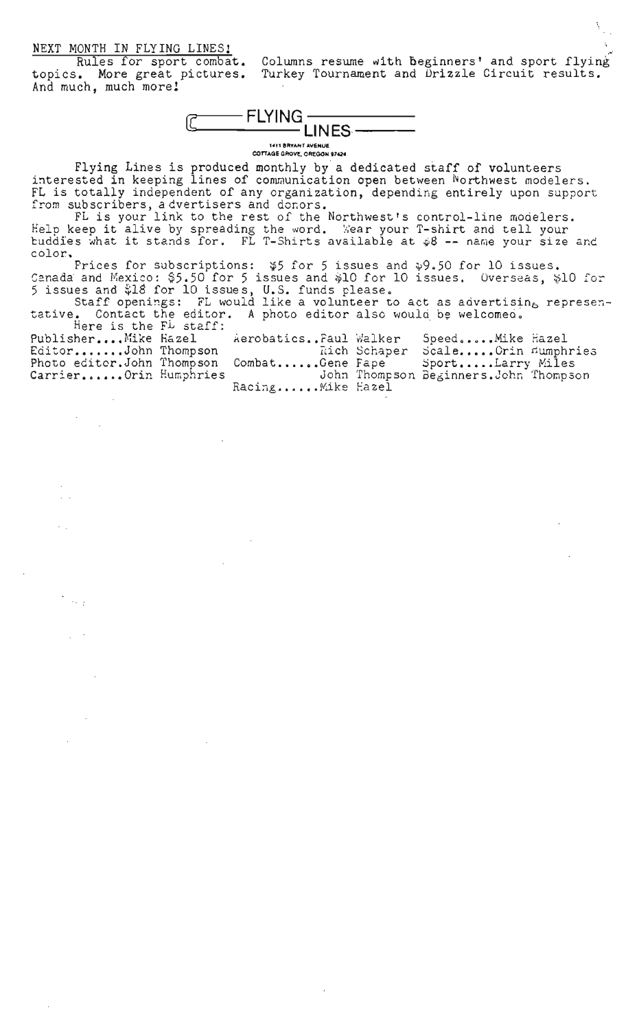NEXT MONTH IN FLYING LINES!

Rules for sport combat. Columns resume with beginners' and sport flying topics. More great pictures. Turkey Tournament and Drizzle Circuit results. And much, much more!

# FLYING LINES

1411 BRYANT AVENUE
COTTAGE GROVE, OREGON 97424

Flying Lines is produced monthly by a dedicated staff of volunteers interested in keeping lines of communication open between Northwest modelers. FL is totally independent of any organization, depending entirely upon support from subscribers, advertisers and donors.

FL is your link to the rest of the Northwest's control-line modelers. Help keep it alive by spreading the word. Wear your T-shirt and tell your buddies what it stands for. FL T-Shirts available at $8 -- name your size and color.

Prices for subscriptions: $5 for 5 issues and $9.50 for 10 issues. Canada and Mexico: $5.50 for 5 issues and $10 for 10 issues. Overseas, $10 for 5 issues and $18 for 10 issues, U.S. funds please.

Staff openings: FL would like a volunteer to act as advertising representative. Contact the editor. A photo editor also would be welcomed.

Here is the FL staff:

| | | |
|---|---|---|
| Publisher....Mike Hazel | Aerobatics..Paul Walker | Speed.....Mike Hazel |
| Editor.......John Thompson | Rich Schaper | Scale.....Orin Humphries |
| Photo editor.John Thompson | Combat......Gene Pape | Sport.....Larry Miles |
| Carrier......Orin Humphries | John Thompson | Beginners.John Thompson |
| | Racing......Mike Hazel | |